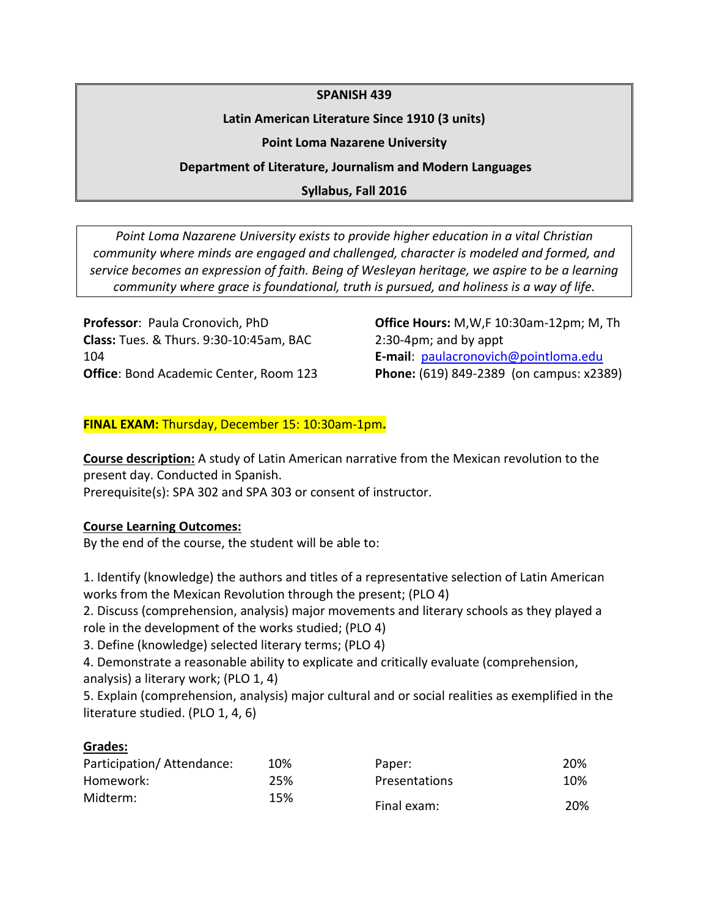**SPANISH 439**

**Latin American Literature Since 1910 (3 units)**

**Point Loma Nazarene University**

**Department of Literature, Journalism and Modern Languages**

**Syllabus, Fall 2016**

*Point Loma Nazarene University exists to provide higher education in a vital Christian community where minds are engaged and challenged, character is modeled and formed, and service becomes an expression of faith. Being of Wesleyan heritage, we aspire to be a learning community where grace is foundational, truth is pursued, and holiness is a way of life.*

**Professor**: Paula Cronovich, PhD
**Class:** Tues. & Thurs. 9:30-10:45am, BAC 104
**Office**: Bond Academic Center, Room 123

**Office Hours:** M,W,F 10:30am-12pm; M, Th 2:30-4pm; and by appt
**E-mail**: paulacronovich@pointloma.edu
**Phone:** (619) 849-2389 (on campus: x2389)

**FINAL EXAM:** Thursday, December 15: 10:30am-1pm**.**

**Course description:** A study of Latin American narrative from the Mexican revolution to the present day. Conducted in Spanish.
Prerequisite(s): SPA 302 and SPA 303 or consent of instructor.

**Course Learning Outcomes:**
By the end of the course, the student will be able to:

1. Identify (knowledge) the authors and titles of a representative selection of Latin American works from the Mexican Revolution through the present; (PLO 4)
2. Discuss (comprehension, analysis) major movements and literary schools as they played a role in the development of the works studied; (PLO 4)
3. Define (knowledge) selected literary terms; (PLO 4)
4. Demonstrate a reasonable ability to explicate and critically evaluate (comprehension, analysis) a literary work; (PLO 1, 4)
5. Explain (comprehension, analysis) major cultural and or social realities as exemplified in the literature studied. (PLO 1, 4, 6)

**Grades:**

| | | | |
|---|---|---|---|
| Participation/ Attendance: | 10% | Paper: | 20% |
| Homework: | 25% | Presentations | 10% |
| Midterm: | 15% | Final exam: | 20% |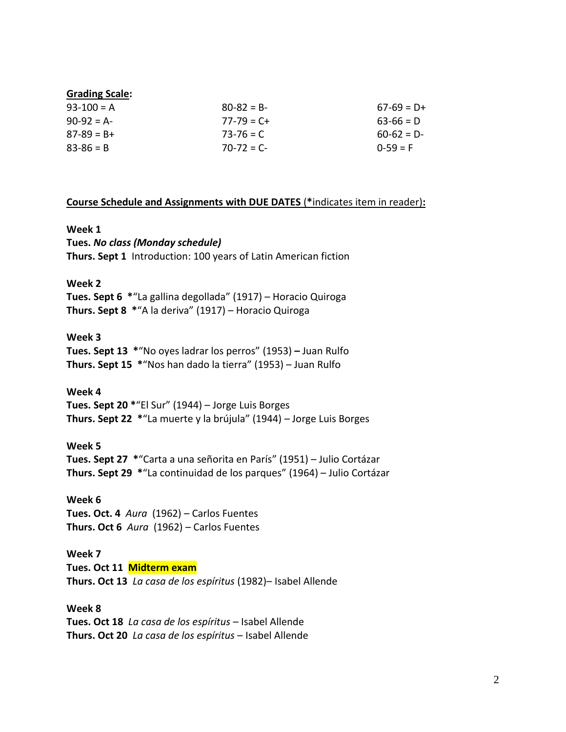**Grading Scale:**

| | | |
|---|---|---|
| 93-100 = A | 80-82 = B- | 67-69 = D+ |
| 90-92 = A- | 77-79 = C+ | 63-66 = D |
| 87-89 = B+ | 73-76 = C | 60-62 = D- |
| 83-86 = B | 70-72 = C- | 0-59 = F |

**Course Schedule and Assignments with DUE DATES** (***indicates item in reader):**

**Week 1**
**Tues.** ***No class (Monday schedule)***
**Thurs. Sept 1** Introduction: 100 years of Latin American fiction

**Week 2**
**Tues. Sept 6** ***"La gallina degollada" (1917) – Horacio Quiroga
**Thurs. Sept 8** ***"A la deriva" (1917) – Horacio Quiroga

**Week 3**
**Tues. Sept 13** ***"No oyes ladrar los perros" (1953) **–** Juan Rulfo
**Thurs. Sept 15** ***"Nos han dado la tierra" (1953) – Juan Rulfo

**Week 4**
**Tues. Sept 20** ***"El Sur" (1944) – Jorge Luis Borges
**Thurs. Sept 22** ***"La muerte y la brújula" (1944) – Jorge Luis Borges

**Week 5**
**Tues. Sept 27** ***"Carta a una señorita en París" (1951) – Julio Cortázar
**Thurs. Sept 29** ***"La continuidad de los parques" (1964) – Julio Cortázar

**Week 6**
**Tues. Oct. 4** *Aura* (1962) – Carlos Fuentes
**Thurs. Oct 6** *Aura* (1962) – Carlos Fuentes

**Week 7**
**Tues. Oct 11** **Midterm exam**
**Thurs. Oct 13** *La casa de los espíritus* (1982)– Isabel Allende

**Week 8**
**Tues. Oct 18** *La casa de los espíritus* – Isabel Allende
**Thurs. Oct 20** *La casa de los espíritus* – Isabel Allende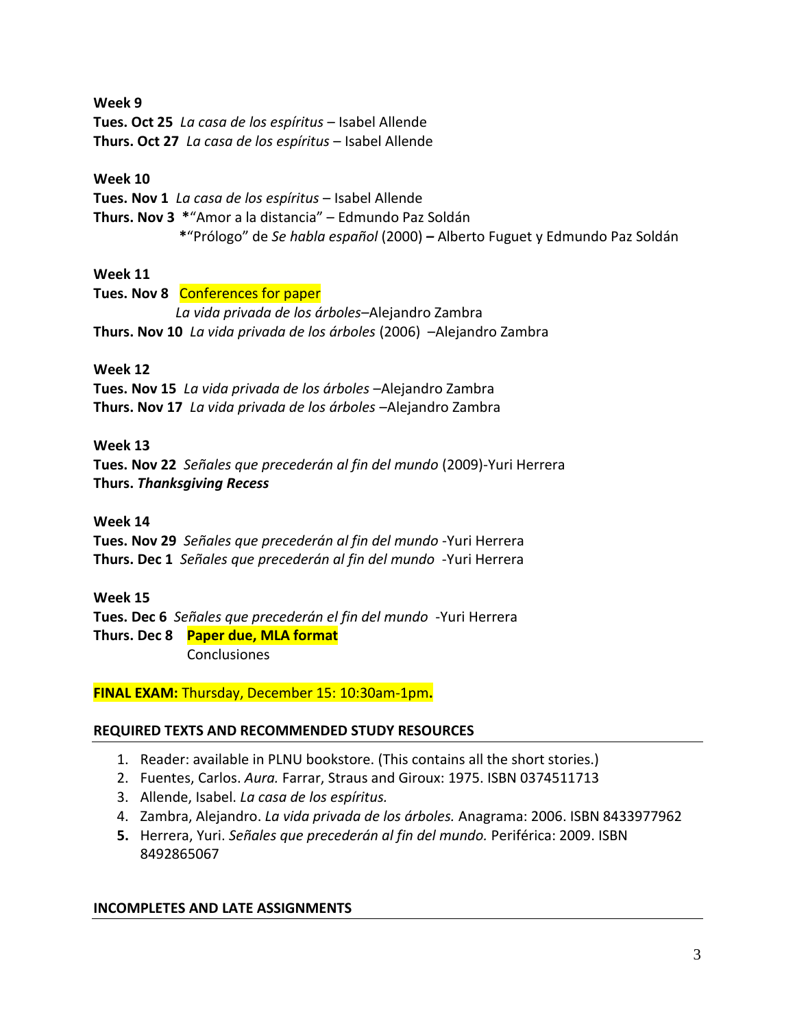**Week 9**
**Tues. Oct 25** *La casa de los espíritus* – Isabel Allende
**Thurs. Oct 27** *La casa de los espíritus* – Isabel Allende

**Week 10**
**Tues. Nov 1** *La casa de los espíritus* – Isabel Allende
**Thurs. Nov 3** **\***"Amor a la distancia" – Edmundo Paz Soldán
**\***"Prólogo" de *Se habla español* (2000) **–** Alberto Fuguet y Edmundo Paz Soldán

**Week 11**
**Tues. Nov 8** Conferences for paper
*La vida privada de los árboles*–Alejandro Zambra
**Thurs. Nov 10** *La vida privada de los árboles* (2006) –Alejandro Zambra

**Week 12**
**Tues. Nov 15** *La vida privada de los árboles* –Alejandro Zambra
**Thurs. Nov 17** *La vida privada de los árboles* –Alejandro Zambra

**Week 13**
**Tues. Nov 22** *Señales que precederán al fin del mundo* (2009)-Yuri Herrera
**Thurs.** ***Thanksgiving Recess***

**Week 14**
**Tues. Nov 29** *Señales que precederán al fin del mundo* -Yuri Herrera
**Thurs. Dec 1** *Señales que precederán al fin del mundo* -Yuri Herrera

**Week 15**
**Tues. Dec 6** *Señales que precederán el fin del mundo* -Yuri Herrera
**Thurs. Dec 8** **Paper due, MLA format**
Conclusiones

**FINAL EXAM:** Thursday, December 15: 10:30am-1pm**.**

## REQUIRED TEXTS AND RECOMMENDED STUDY RESOURCES

1. Reader: available in PLNU bookstore. (This contains all the short stories.)
2. Fuentes, Carlos. *Aura.* Farrar, Straus and Giroux: 1975. ISBN 0374511713
3. Allende, Isabel. *La casa de los espíritus.*
4. Zambra, Alejandro. *La vida privada de los árboles.* Anagrama: 2006. ISBN 8433977962
5. Herrera, Yuri. *Señales que precederán al fin del mundo.* Periférica: 2009. ISBN 8492865067

## INCOMPLETES AND LATE ASSIGNMENTS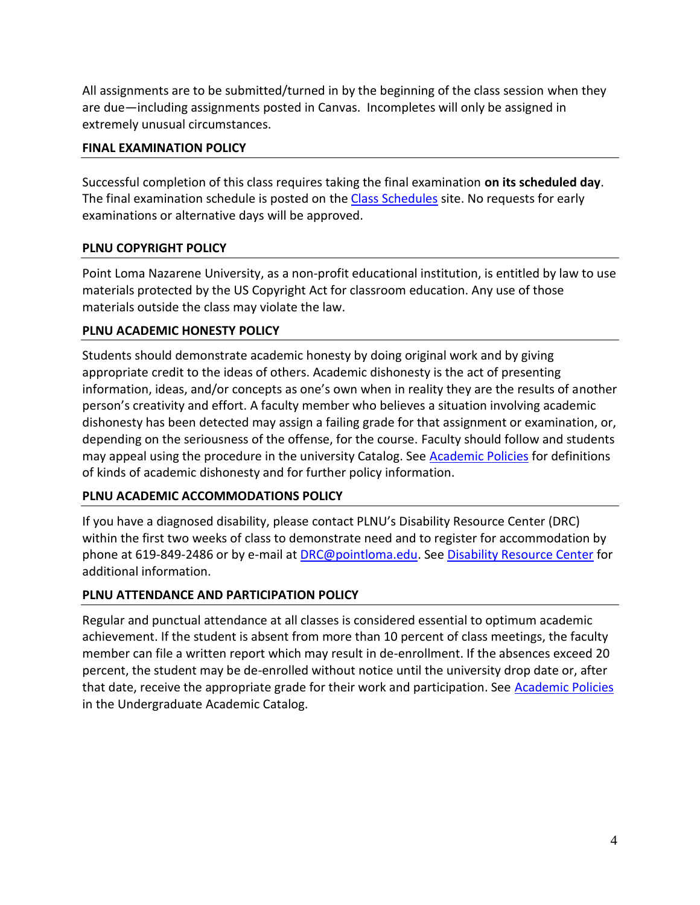All assignments are to be submitted/turned in by the beginning of the class session when they are due—including assignments posted in Canvas. Incompletes will only be assigned in extremely unusual circumstances.

### FINAL EXAMINATION POLICY

Successful completion of this class requires taking the final examination **on its scheduled day**. The final examination schedule is posted on the [Class Schedules]() site. No requests for early examinations or alternative days will be approved.

### PLNU COPYRIGHT POLICY

Point Loma Nazarene University, as a non-profit educational institution, is entitled by law to use materials protected by the US Copyright Act for classroom education. Any use of those materials outside the class may violate the law.

### PLNU ACADEMIC HONESTY POLICY

Students should demonstrate academic honesty by doing original work and by giving appropriate credit to the ideas of others. Academic dishonesty is the act of presenting information, ideas, and/or concepts as one's own when in reality they are the results of another person's creativity and effort. A faculty member who believes a situation involving academic dishonesty has been detected may assign a failing grade for that assignment or examination, or, depending on the seriousness of the offense, for the course. Faculty should follow and students may appeal using the procedure in the university Catalog. See [Academic Policies]() for definitions of kinds of academic dishonesty and for further policy information.

### PLNU ACADEMIC ACCOMMODATIONS POLICY

If you have a diagnosed disability, please contact PLNU's Disability Resource Center (DRC) within the first two weeks of class to demonstrate need and to register for accommodation by phone at 619-849-2486 or by e-mail at [DRC@pointloma.edu](mailto:DRC@pointloma.edu). See [Disability Resource Center]() for additional information.

### PLNU ATTENDANCE AND PARTICIPATION POLICY

Regular and punctual attendance at all classes is considered essential to optimum academic achievement. If the student is absent from more than 10 percent of class meetings, the faculty member can file a written report which may result in de-enrollment. If the absences exceed 20 percent, the student may be de-enrolled without notice until the university drop date or, after that date, receive the appropriate grade for their work and participation. See [Academic Policies]() in the Undergraduate Academic Catalog.